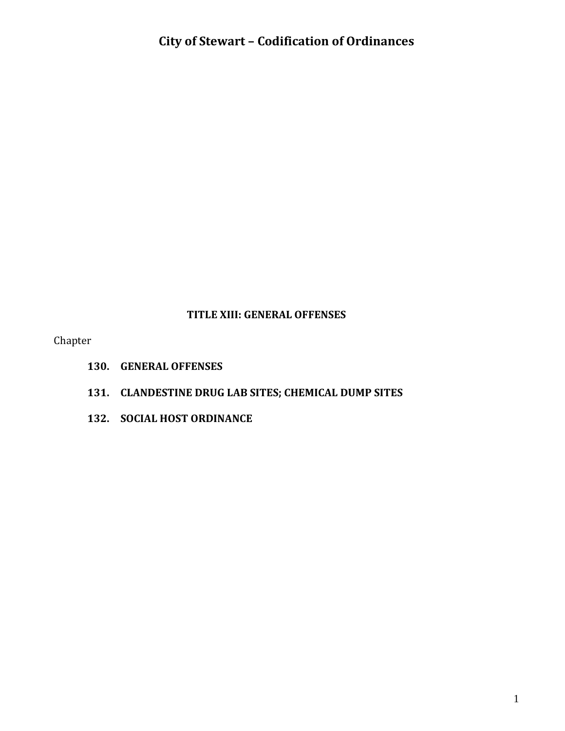# City of Stewart – Codification of Ordinances

## TITLE XIII: GENERAL OFFENSES

Chapter

**130. GENERAL OFFENSES**

**131. CLANDESTINE DRUG LAB SITES; CHEMICAL DUMP SITES**

**132. SOCIAL HOST ORDINANCE**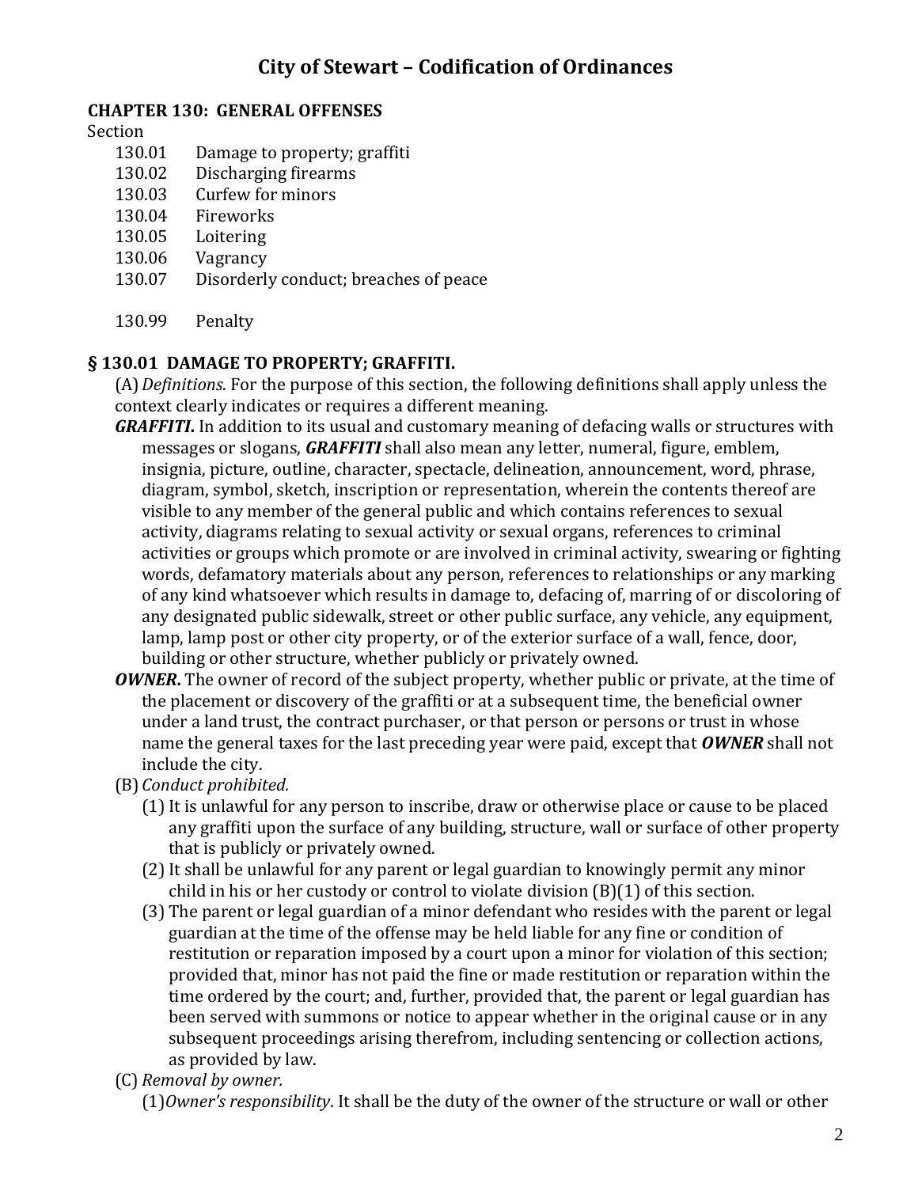# City of Stewart – Codification of Ordinances

## CHAPTER 130: GENERAL OFFENSES

Section

- 130.01 Damage to property; graffiti
- 130.02 Discharging firearms
- 130.03 Curfew for minors
- 130.04 Fireworks
- 130.05 Loitering
- 130.06 Vagrancy
- 130.07 Disorderly conduct; breaches of peace

- 130.99 Penalty

### § 130.01 DAMAGE TO PROPERTY; GRAFFITI.

(A) *Definitions*. For the purpose of this section, the following definitions shall apply unless the context clearly indicates or requires a different meaning.

***GRAFFITI*.** In addition to its usual and customary meaning of defacing walls or structures with messages or slogans, ***GRAFFITI*** shall also mean any letter, numeral, figure, emblem, insignia, picture, outline, character, spectacle, delineation, announcement, word, phrase, diagram, symbol, sketch, inscription or representation, wherein the contents thereof are visible to any member of the general public and which contains references to sexual activity, diagrams relating to sexual activity or sexual organs, references to criminal activities or groups which promote or are involved in criminal activity, swearing or fighting words, defamatory materials about any person, references to relationships or any marking of any kind whatsoever which results in damage to, defacing of, marring of or discoloring of any designated public sidewalk, street or other public surface, any vehicle, any equipment, lamp, lamp post or other city property, or of the exterior surface of a wall, fence, door, building or other structure, whether publicly or privately owned.

***OWNER*.** The owner of record of the subject property, whether public or private, at the time of the placement or discovery of the graffiti or at a subsequent time, the beneficial owner under a land trust, the contract purchaser, or that person or persons or trust in whose name the general taxes for the last preceding year were paid, except that ***OWNER*** shall not include the city.

(B) *Conduct prohibited.*

(1) It is unlawful for any person to inscribe, draw or otherwise place or cause to be placed any graffiti upon the surface of any building, structure, wall or surface of other property that is publicly or privately owned.

(2) It shall be unlawful for any parent or legal guardian to knowingly permit any minor child in his or her custody or control to violate division (B)(1) of this section.

(3) The parent or legal guardian of a minor defendant who resides with the parent or legal guardian at the time of the offense may be held liable for any fine or condition of restitution or reparation imposed by a court upon a minor for violation of this section; provided that, minor has not paid the fine or made restitution or reparation within the time ordered by the court; and, further, provided that, the parent or legal guardian has been served with summons or notice to appear whether in the original cause or in any subsequent proceedings arising therefrom, including sentencing or collection actions, as provided by law.

(C) *Removal by owner.*

(1) *Owner's responsibility*. It shall be the duty of the owner of the structure or wall or other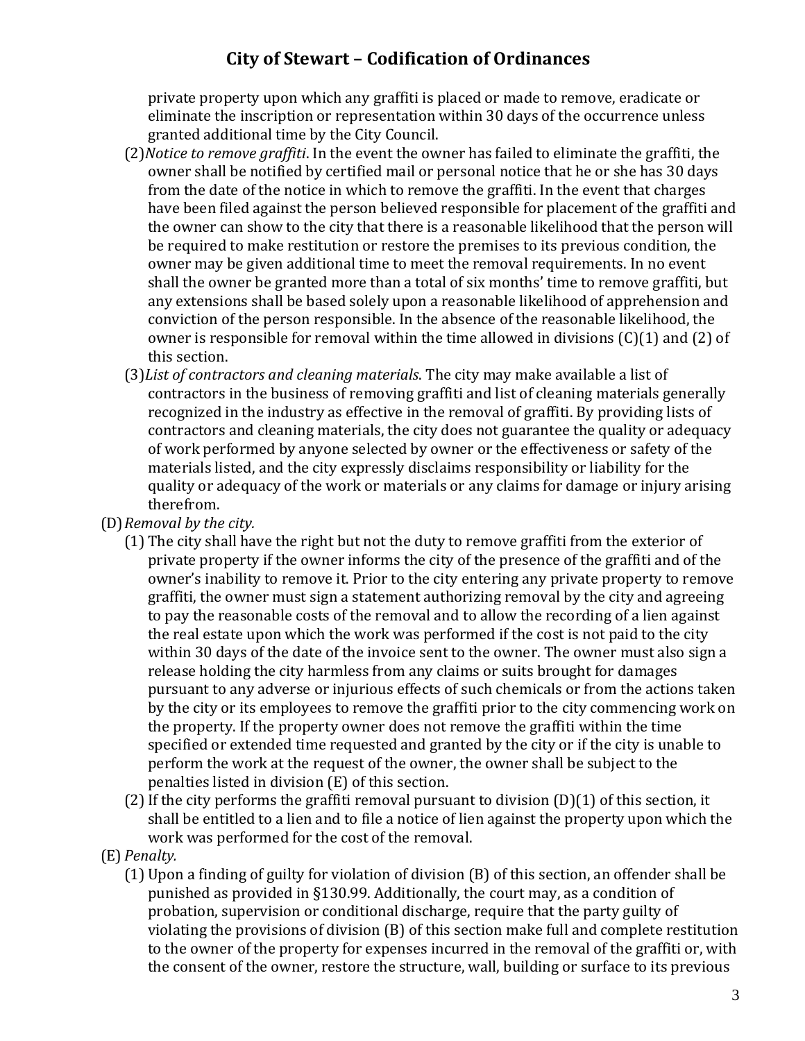private property upon which any graffiti is placed or made to remove, eradicate or eliminate the inscription or representation within 30 days of the occurrence unless granted additional time by the City Council.

(2) *Notice to remove graffiti*. In the event the owner has failed to eliminate the graffiti, the owner shall be notified by certified mail or personal notice that he or she has 30 days from the date of the notice in which to remove the graffiti. In the event that charges have been filed against the person believed responsible for placement of the graffiti and the owner can show to the city that there is a reasonable likelihood that the person will be required to make restitution or restore the premises to its previous condition, the owner may be given additional time to meet the removal requirements. In no event shall the owner be granted more than a total of six months' time to remove graffiti, but any extensions shall be based solely upon a reasonable likelihood of apprehension and conviction of the person responsible. In the absence of the reasonable likelihood, the owner is responsible for removal within the time allowed in divisions (C)(1) and (2) of this section.

(3) *List of contractors and cleaning materials*. The city may make available a list of contractors in the business of removing graffiti and list of cleaning materials generally recognized in the industry as effective in the removal of graffiti. By providing lists of contractors and cleaning materials, the city does not guarantee the quality or adequacy of work performed by anyone selected by owner or the effectiveness or safety of the materials listed, and the city expressly disclaims responsibility or liability for the quality or adequacy of the work or materials or any claims for damage or injury arising therefrom.

(D) *Removal by the city.*

(1) The city shall have the right but not the duty to remove graffiti from the exterior of private property if the owner informs the city of the presence of the graffiti and of the owner's inability to remove it. Prior to the city entering any private property to remove graffiti, the owner must sign a statement authorizing removal by the city and agreeing to pay the reasonable costs of the removal and to allow the recording of a lien against the real estate upon which the work was performed if the cost is not paid to the city within 30 days of the date of the invoice sent to the owner. The owner must also sign a release holding the city harmless from any claims or suits brought for damages pursuant to any adverse or injurious effects of such chemicals or from the actions taken by the city or its employees to remove the graffiti prior to the city commencing work on the property. If the property owner does not remove the graffiti within the time specified or extended time requested and granted by the city or if the city is unable to perform the work at the request of the owner, the owner shall be subject to the penalties listed in division (E) of this section.

(2) If the city performs the graffiti removal pursuant to division (D)(1) of this section, it shall be entitled to a lien and to file a notice of lien against the property upon which the work was performed for the cost of the removal.

(E) *Penalty.*

(1) Upon a finding of guilty for violation of division (B) of this section, an offender shall be punished as provided in §130.99. Additionally, the court may, as a condition of probation, supervision or conditional discharge, require that the party guilty of violating the provisions of division (B) of this section make full and complete restitution to the owner of the property for expenses incurred in the removal of the graffiti or, with the consent of the owner, restore the structure, wall, building or surface to its previous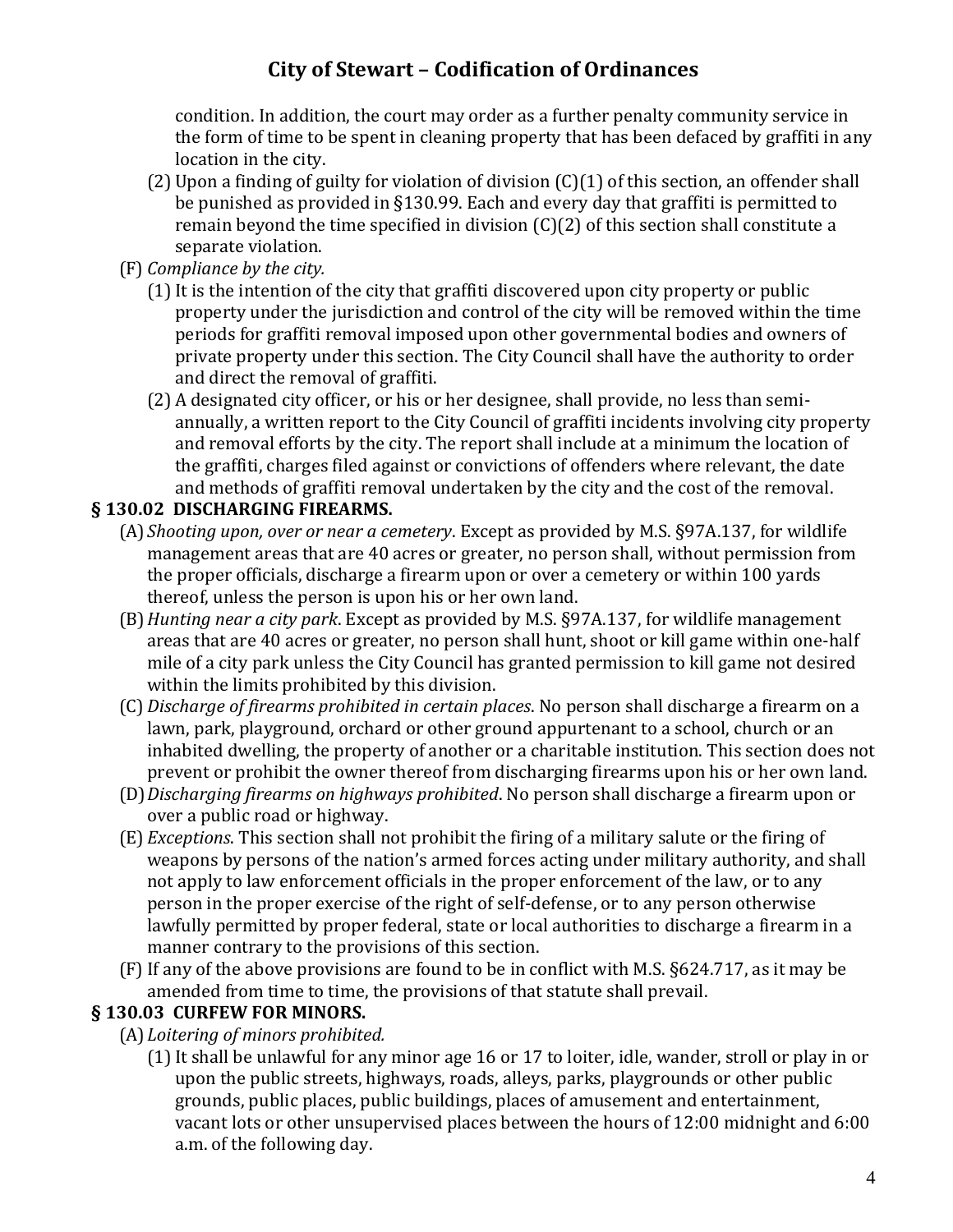condition. In addition, the court may order as a further penalty community service in the form of time to be spent in cleaning property that has been defaced by graffiti in any location in the city.

(2) Upon a finding of guilty for violation of division (C)(1) of this section, an offender shall be punished as provided in §130.99. Each and every day that graffiti is permitted to remain beyond the time specified in division (C)(2) of this section shall constitute a separate violation.

(F) *Compliance by the city.*

(1) It is the intention of the city that graffiti discovered upon city property or public property under the jurisdiction and control of the city will be removed within the time periods for graffiti removal imposed upon other governmental bodies and owners of private property under this section. The City Council shall have the authority to order and direct the removal of graffiti.

(2) A designated city officer, or his or her designee, shall provide, no less than semi-annually, a written report to the City Council of graffiti incidents involving city property and removal efforts by the city. The report shall include at a minimum the location of the graffiti, charges filed against or convictions of offenders where relevant, the date and methods of graffiti removal undertaken by the city and the cost of the removal.

## § 130.02 DISCHARGING FIREARMS.

(A) *Shooting upon, over or near a cemetery*. Except as provided by M.S. §97A.137, for wildlife management areas that are 40 acres or greater, no person shall, without permission from the proper officials, discharge a firearm upon or over a cemetery or within 100 yards thereof, unless the person is upon his or her own land.

(B) *Hunting near a city park*. Except as provided by M.S. §97A.137, for wildlife management areas that are 40 acres or greater, no person shall hunt, shoot or kill game within one-half mile of a city park unless the City Council has granted permission to kill game not desired within the limits prohibited by this division.

(C) *Discharge of firearms prohibited in certain places*. No person shall discharge a firearm on a lawn, park, playground, orchard or other ground appurtenant to a school, church or an inhabited dwelling, the property of another or a charitable institution. This section does not prevent or prohibit the owner thereof from discharging firearms upon his or her own land.

(D) *Discharging firearms on highways prohibited*. No person shall discharge a firearm upon or over a public road or highway.

(E) *Exceptions*. This section shall not prohibit the firing of a military salute or the firing of weapons by persons of the nation's armed forces acting under military authority, and shall not apply to law enforcement officials in the proper enforcement of the law, or to any person in the proper exercise of the right of self-defense, or to any person otherwise lawfully permitted by proper federal, state or local authorities to discharge a firearm in a manner contrary to the provisions of this section.

(F) If any of the above provisions are found to be in conflict with M.S. §624.717, as it may be amended from time to time, the provisions of that statute shall prevail.

## § 130.03 CURFEW FOR MINORS.

(A) *Loitering of minors prohibited.*

(1) It shall be unlawful for any minor age 16 or 17 to loiter, idle, wander, stroll or play in or upon the public streets, highways, roads, alleys, parks, playgrounds or other public grounds, public places, public buildings, places of amusement and entertainment, vacant lots or other unsupervised places between the hours of 12:00 midnight and 6:00 a.m. of the following day.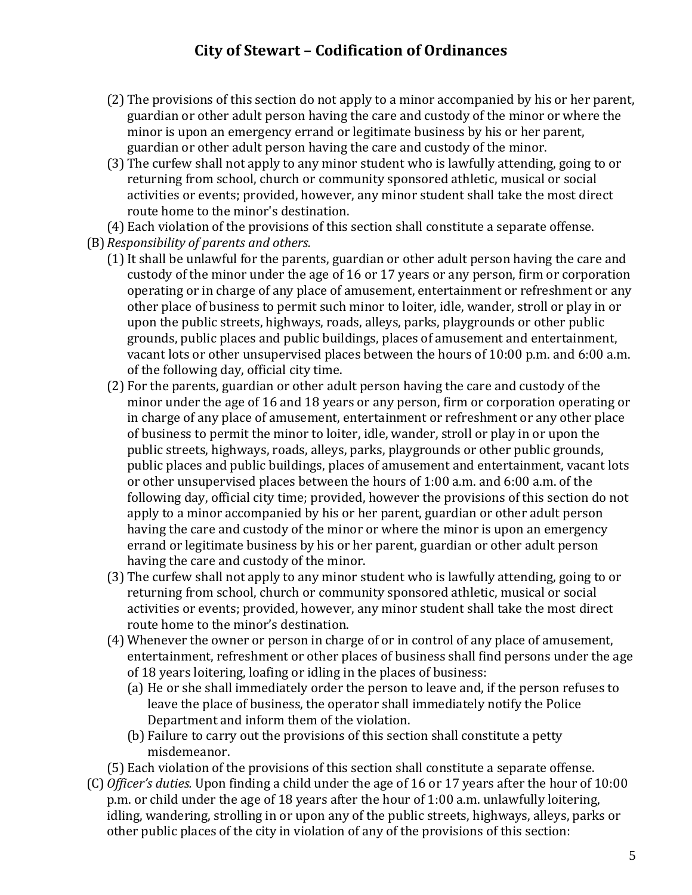(2) The provisions of this section do not apply to a minor accompanied by his or her parent, guardian or other adult person having the care and custody of the minor or where the minor is upon an emergency errand or legitimate business by his or her parent, guardian or other adult person having the care and custody of the minor.

(3) The curfew shall not apply to any minor student who is lawfully attending, going to or returning from school, church or community sponsored athletic, musical or social activities or events; provided, however, any minor student shall take the most direct route home to the minor's destination.

(4) Each violation of the provisions of this section shall constitute a separate offense.

(B) *Responsibility of parents and others.*

(1) It shall be unlawful for the parents, guardian or other adult person having the care and custody of the minor under the age of 16 or 17 years or any person, firm or corporation operating or in charge of any place of amusement, entertainment or refreshment or any other place of business to permit such minor to loiter, idle, wander, stroll or play in or upon the public streets, highways, roads, alleys, parks, playgrounds or other public grounds, public places and public buildings, places of amusement and entertainment, vacant lots or other unsupervised places between the hours of 10:00 p.m. and 6:00 a.m. of the following day, official city time.

(2) For the parents, guardian or other adult person having the care and custody of the minor under the age of 16 and 18 years or any person, firm or corporation operating or in charge of any place of amusement, entertainment or refreshment or any other place of business to permit the minor to loiter, idle, wander, stroll or play in or upon the public streets, highways, roads, alleys, parks, playgrounds or other public grounds, public places and public buildings, places of amusement and entertainment, vacant lots or other unsupervised places between the hours of 1:00 a.m. and 6:00 a.m. of the following day, official city time; provided, however the provisions of this section do not apply to a minor accompanied by his or her parent, guardian or other adult person having the care and custody of the minor or where the minor is upon an emergency errand or legitimate business by his or her parent, guardian or other adult person having the care and custody of the minor.

(3) The curfew shall not apply to any minor student who is lawfully attending, going to or returning from school, church or community sponsored athletic, musical or social activities or events; provided, however, any minor student shall take the most direct route home to the minor's destination.

(4) Whenever the owner or person in charge of or in control of any place of amusement, entertainment, refreshment or other places of business shall find persons under the age of 18 years loitering, loafing or idling in the places of business:

(a) He or she shall immediately order the person to leave and, if the person refuses to leave the place of business, the operator shall immediately notify the Police Department and inform them of the violation.

(b) Failure to carry out the provisions of this section shall constitute a petty misdemeanor.

(5) Each violation of the provisions of this section shall constitute a separate offense.

(C) *Officer's duties.* Upon finding a child under the age of 16 or 17 years after the hour of 10:00 p.m. or child under the age of 18 years after the hour of 1:00 a.m. unlawfully loitering, idling, wandering, strolling in or upon any of the public streets, highways, alleys, parks or other public places of the city in violation of any of the provisions of this section: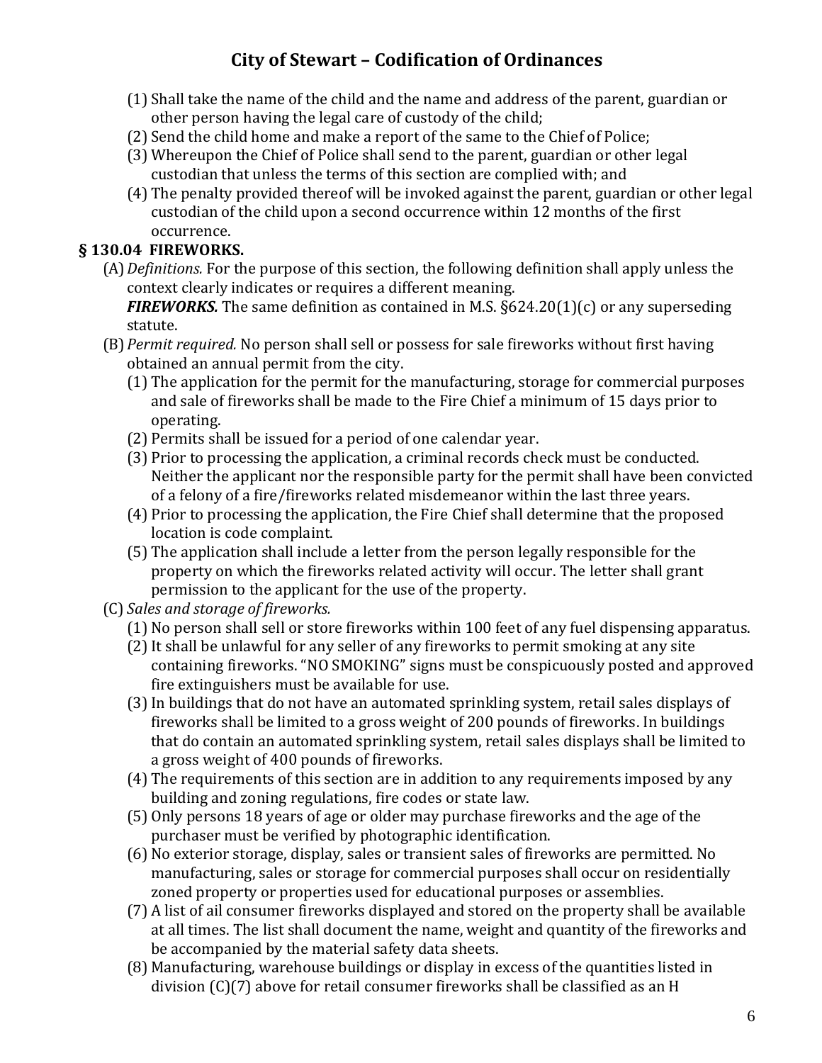(1) Shall take the name of the child and the name and address of the parent, guardian or other person having the legal care of custody of the child;

(2) Send the child home and make a report of the same to the Chief of Police;

(3) Whereupon the Chief of Police shall send to the parent, guardian or other legal custodian that unless the terms of this section are complied with; and

(4) The penalty provided thereof will be invoked against the parent, guardian or other legal custodian of the child upon a second occurrence within 12 months of the first occurrence.

### § 130.04 FIREWORKS.

(A) *Definitions.* For the purpose of this section, the following definition shall apply unless the context clearly indicates or requires a different meaning.

***FIREWORKS.*** The same definition as contained in M.S. §624.20(1)(c) or any superseding statute.

(B) *Permit required.* No person shall sell or possess for sale fireworks without first having obtained an annual permit from the city.

(1) The application for the permit for the manufacturing, storage for commercial purposes and sale of fireworks shall be made to the Fire Chief a minimum of 15 days prior to operating.

(2) Permits shall be issued for a period of one calendar year.

(3) Prior to processing the application, a criminal records check must be conducted. Neither the applicant nor the responsible party for the permit shall have been convicted of a felony of a fire/fireworks related misdemeanor within the last three years.

(4) Prior to processing the application, the Fire Chief shall determine that the proposed location is code complaint.

(5) The application shall include a letter from the person legally responsible for the property on which the fireworks related activity will occur. The letter shall grant permission to the applicant for the use of the property.

(C) *Sales and storage of fireworks.*

(1) No person shall sell or store fireworks within 100 feet of any fuel dispensing apparatus.

(2) It shall be unlawful for any seller of any fireworks to permit smoking at any site containing fireworks. "NO SMOKING" signs must be conspicuously posted and approved fire extinguishers must be available for use.

(3) In buildings that do not have an automated sprinkling system, retail sales displays of fireworks shall be limited to a gross weight of 200 pounds of fireworks. In buildings that do contain an automated sprinkling system, retail sales displays shall be limited to a gross weight of 400 pounds of fireworks.

(4) The requirements of this section are in addition to any requirements imposed by any building and zoning regulations, fire codes or state law.

(5) Only persons 18 years of age or older may purchase fireworks and the age of the purchaser must be verified by photographic identification.

(6) No exterior storage, display, sales or transient sales of fireworks are permitted. No manufacturing, sales or storage for commercial purposes shall occur on residentially zoned property or properties used for educational purposes or assemblies.

(7) A list of ail consumer fireworks displayed and stored on the property shall be available at all times. The list shall document the name, weight and quantity of the fireworks and be accompanied by the material safety data sheets.

(8) Manufacturing, warehouse buildings or display in excess of the quantities listed in division (C)(7) above for retail consumer fireworks shall be classified as an H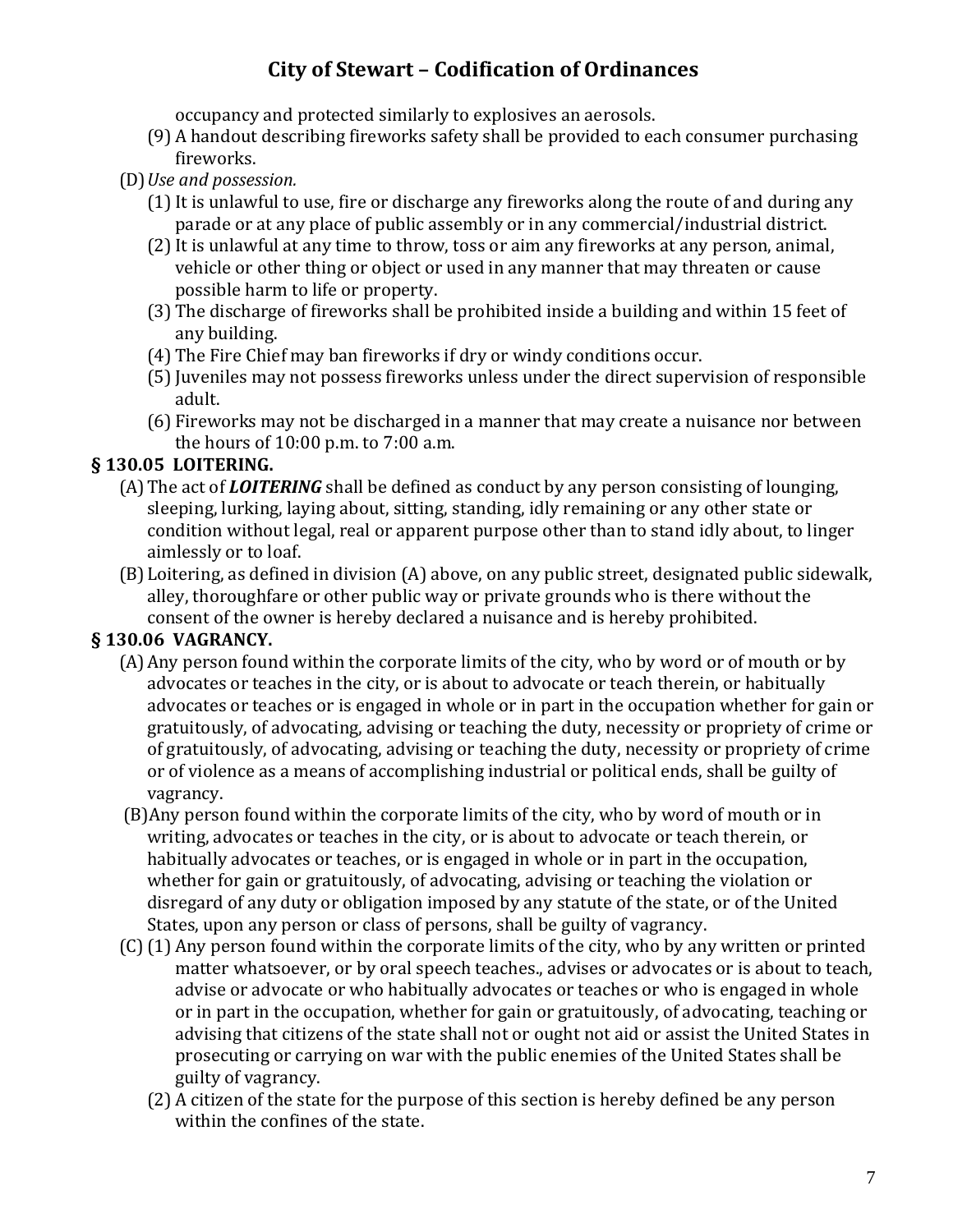occupancy and protected similarly to explosives an aerosols.

(9) A handout describing fireworks safety shall be provided to each consumer purchasing fireworks.

(D) *Use and possession.*

(1) It is unlawful to use, fire or discharge any fireworks along the route of and during any parade or at any place of public assembly or in any commercial/industrial district.

(2) It is unlawful at any time to throw, toss or aim any fireworks at any person, animal, vehicle or other thing or object or used in any manner that may threaten or cause possible harm to life or property.

(3) The discharge of fireworks shall be prohibited inside a building and within 15 feet of any building.

(4) The Fire Chief may ban fireworks if dry or windy conditions occur.

(5) Juveniles may not possess fireworks unless under the direct supervision of responsible adult.

(6) Fireworks may not be discharged in a manner that may create a nuisance nor between the hours of 10:00 p.m. to 7:00 a.m.

**§ 130.05 LOITERING.**

(A) The act of ***LOITERING*** shall be defined as conduct by any person consisting of lounging, sleeping, lurking, laying about, sitting, standing, idly remaining or any other state or condition without legal, real or apparent purpose other than to stand idly about, to linger aimlessly or to loaf.

(B) Loitering, as defined in division (A) above, on any public street, designated public sidewalk, alley, thoroughfare or other public way or private grounds who is there without the consent of the owner is hereby declared a nuisance and is hereby prohibited.

**§ 130.06 VAGRANCY.**

(A) Any person found within the corporate limits of the city, who by word or of mouth or by advocates or teaches in the city, or is about to advocate or teach therein, or habitually advocates or teaches or is engaged in whole or in part in the occupation whether for gain or gratuitously, of advocating, advising or teaching the duty, necessity or propriety of crime or of gratuitously, of advocating, advising or teaching the duty, necessity or propriety of crime or of violence as a means of accomplishing industrial or political ends, shall be guilty of vagrancy.

(B) Any person found within the corporate limits of the city, who by word of mouth or in writing, advocates or teaches in the city, or is about to advocate or teach therein, or habitually advocates or teaches, or is engaged in whole or in part in the occupation, whether for gain or gratuitously, of advocating, advising or teaching the violation or disregard of any duty or obligation imposed by any statute of the state, or of the United States, upon any person or class of persons, shall be guilty of vagrancy.

(C) (1) Any person found within the corporate limits of the city, who by any written or printed matter whatsoever, or by oral speech teaches., advises or advocates or is about to teach, advise or advocate or who habitually advocates or teaches or who is engaged in whole or in part in the occupation, whether for gain or gratuitously, of advocating, teaching or advising that citizens of the state shall not or ought not aid or assist the United States in prosecuting or carrying on war with the public enemies of the United States shall be guilty of vagrancy.

(2) A citizen of the state for the purpose of this section is hereby defined be any person within the confines of the state.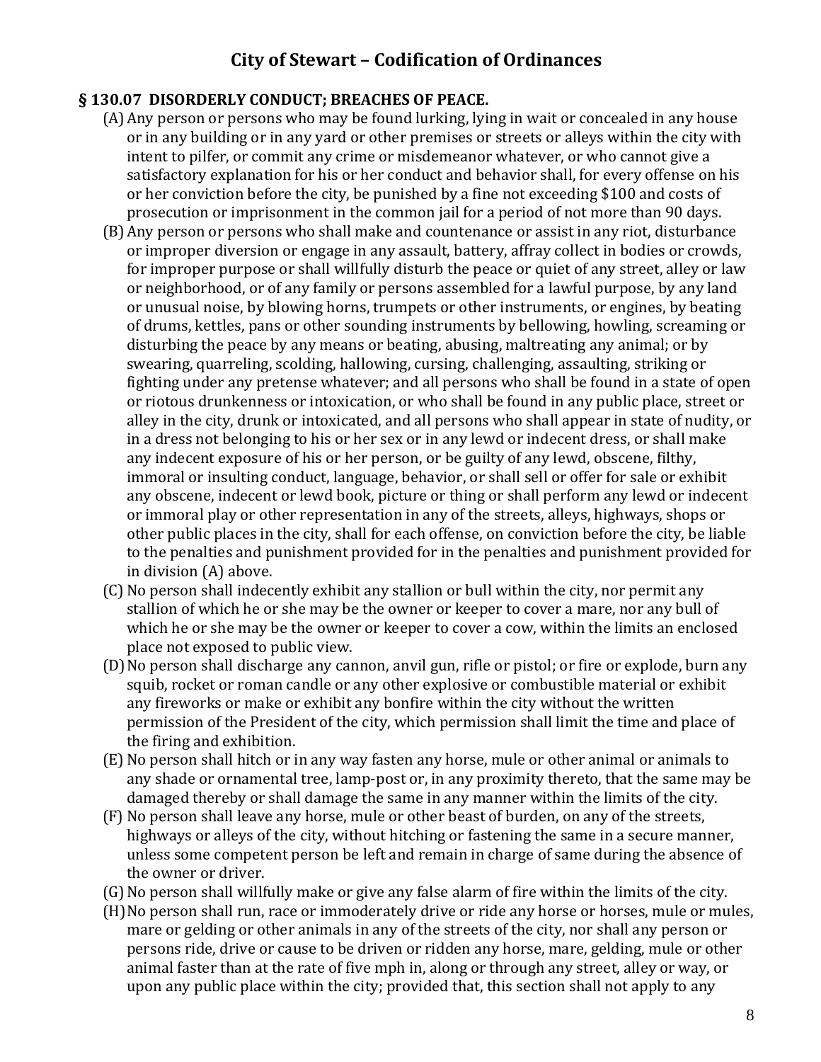## § 130.07 DISORDERLY CONDUCT; BREACHES OF PEACE.

(A) Any person or persons who may be found lurking, lying in wait or concealed in any house or in any building or in any yard or other premises or streets or alleys within the city with intent to pilfer, or commit any crime or misdemeanor whatever, or who cannot give a satisfactory explanation for his or her conduct and behavior shall, for every offense on his or her conviction before the city, be punished by a fine not exceeding $100 and costs of prosecution or imprisonment in the common jail for a period of not more than 90 days.

(B) Any person or persons who shall make and countenance or assist in any riot, disturbance or improper diversion or engage in any assault, battery, affray collect in bodies or crowds, for improper purpose or shall willfully disturb the peace or quiet of any street, alley or law or neighborhood, or of any family or persons assembled for a lawful purpose, by any land or unusual noise, by blowing horns, trumpets or other instruments, or engines, by beating of drums, kettles, pans or other sounding instruments by bellowing, howling, screaming or disturbing the peace by any means or beating, abusing, maltreating any animal; or by swearing, quarreling, scolding, hallowing, cursing, challenging, assaulting, striking or fighting under any pretense whatever; and all persons who shall be found in a state of open or riotous drunkenness or intoxication, or who shall be found in any public place, street or alley in the city, drunk or intoxicated, and all persons who shall appear in state of nudity, or in a dress not belonging to his or her sex or in any lewd or indecent dress, or shall make any indecent exposure of his or her person, or be guilty of any lewd, obscene, filthy, immoral or insulting conduct, language, behavior, or shall sell or offer for sale or exhibit any obscene, indecent or lewd book, picture or thing or shall perform any lewd or indecent or immoral play or other representation in any of the streets, alleys, highways, shops or other public places in the city, shall for each offense, on conviction before the city, be liable to the penalties and punishment provided for in the penalties and punishment provided for in division (A) above.

(C) No person shall indecently exhibit any stallion or bull within the city, nor permit any stallion of which he or she may be the owner or keeper to cover a mare, nor any bull of which he or she may be the owner or keeper to cover a cow, within the limits an enclosed place not exposed to public view.

(D) No person shall discharge any cannon, anvil gun, rifle or pistol; or fire or explode, burn any squib, rocket or roman candle or any other explosive or combustible material or exhibit any fireworks or make or exhibit any bonfire within the city without the written permission of the President of the city, which permission shall limit the time and place of the firing and exhibition.

(E) No person shall hitch or in any way fasten any horse, mule or other animal or animals to any shade or ornamental tree, lamp-post or, in any proximity thereto, that the same may be damaged thereby or shall damage the same in any manner within the limits of the city.

(F) No person shall leave any horse, mule or other beast of burden, on any of the streets, highways or alleys of the city, without hitching or fastening the same in a secure manner, unless some competent person be left and remain in charge of same during the absence of the owner or driver.

(G) No person shall willfully make or give any false alarm of fire within the limits of the city.

(H) No person shall run, race or immoderately drive or ride any horse or horses, mule or mules, mare or gelding or other animals in any of the streets of the city, nor shall any person or persons ride, drive or cause to be driven or ridden any horse, mare, gelding, mule or other animal faster than at the rate of five mph in, along or through any street, alley or way, or upon any public place within the city; provided that, this section shall not apply to any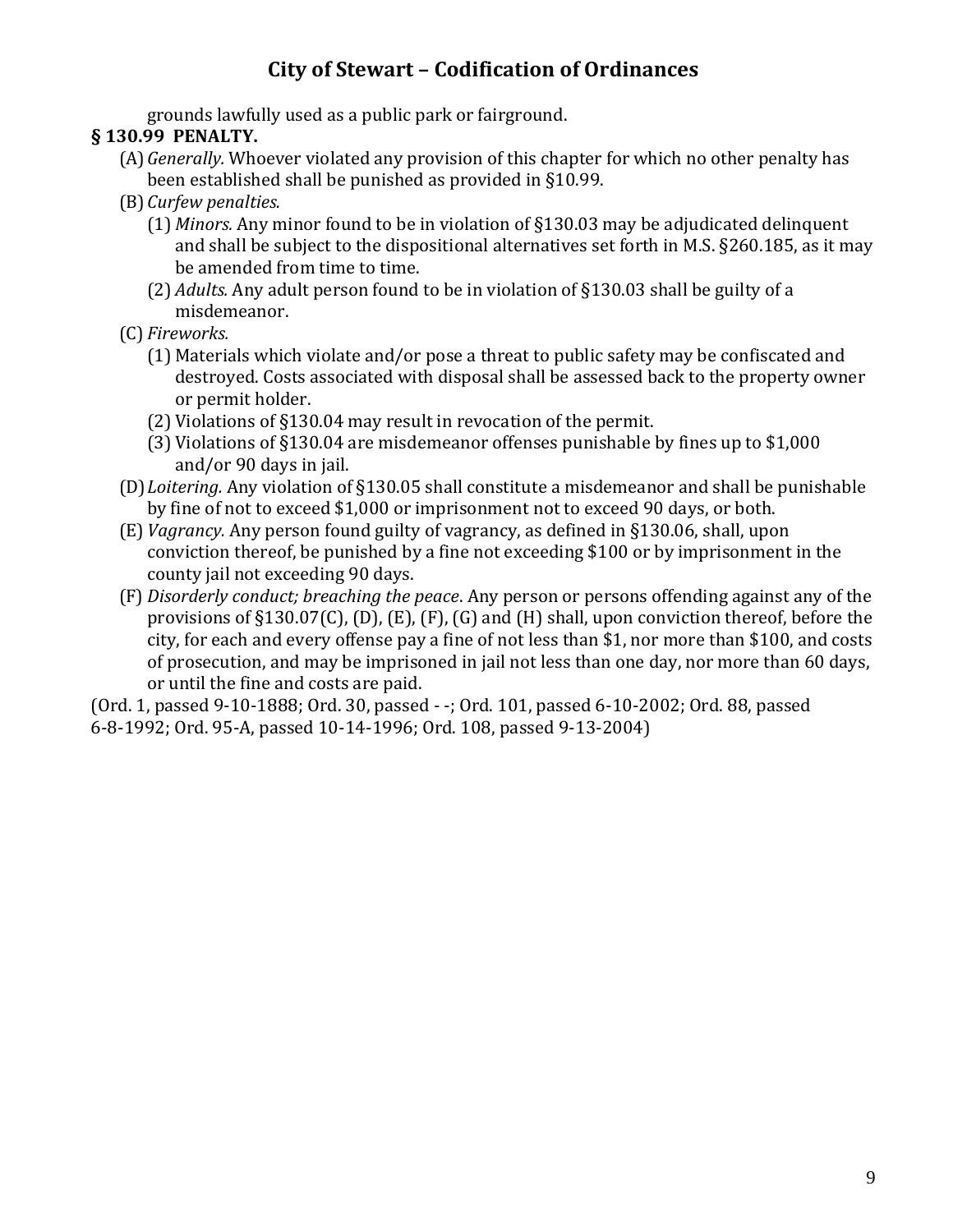grounds lawfully used as a public park or fairground.

**§ 130.99 PENALTY.**

(A) *Generally.* Whoever violated any provision of this chapter for which no other penalty has been established shall be punished as provided in §10.99.

(B) *Curfew penalties.*

(1) *Minors.* Any minor found to be in violation of §130.03 may be adjudicated delinquent and shall be subject to the dispositional alternatives set forth in M.S. §260.185, as it may be amended from time to time.

(2) *Adults.* Any adult person found to be in violation of §130.03 shall be guilty of a misdemeanor.

(C) *Fireworks.*

(1) Materials which violate and/or pose a threat to public safety may be confiscated and destroyed. Costs associated with disposal shall be assessed back to the property owner or permit holder.

(2) Violations of §130.04 may result in revocation of the permit.

(3) Violations of §130.04 are misdemeanor offenses punishable by fines up to $1,000 and/or 90 days in jail.

(D) *Loitering.* Any violation of §130.05 shall constitute a misdemeanor and shall be punishable by fine of not to exceed $1,000 or imprisonment not to exceed 90 days, or both.

(E) *Vagrancy.* Any person found guilty of vagrancy, as defined in §130.06, shall, upon conviction thereof, be punished by a fine not exceeding $100 or by imprisonment in the county jail not exceeding 90 days.

(F) *Disorderly conduct; breaching the peace*. Any person or persons offending against any of the provisions of §130.07(C), (D), (E), (F), (G) and (H) shall, upon conviction thereof, before the city, for each and every offense pay a fine of not less than $1, nor more than $100, and costs of prosecution, and may be imprisoned in jail not less than one day, nor more than 60 days, or until the fine and costs are paid.

(Ord. 1, passed 9-10-1888; Ord. 30, passed - -; Ord. 101, passed 6-10-2002; Ord. 88, passed 6-8-1992; Ord. 95-A, passed 10-14-1996; Ord. 108, passed 9-13-2004)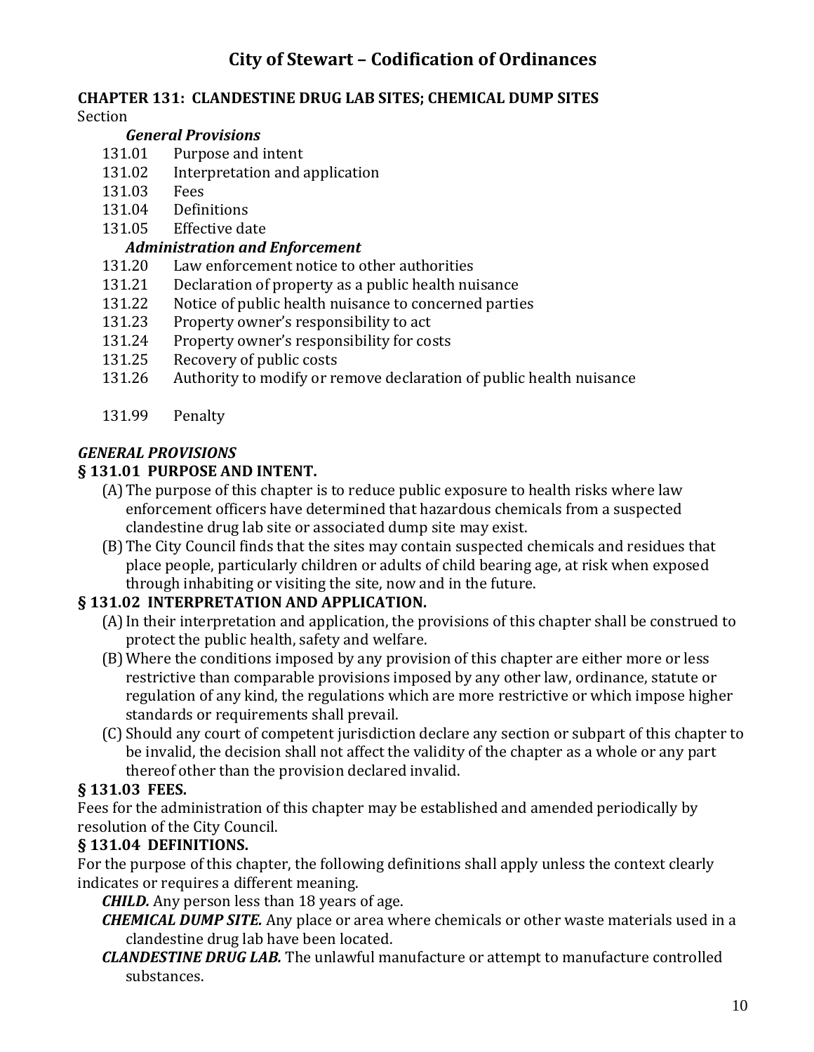# City of Stewart – Codification of Ordinances

## CHAPTER 131: CLANDESTINE DRUG LAB SITES; CHEMICAL DUMP SITES

Section

***General Provisions***

131.01 Purpose and intent
131.02 Interpretation and application
131.03 Fees
131.04 Definitions
131.05 Effective date

***Administration and Enforcement***

131.20 Law enforcement notice to other authorities
131.21 Declaration of property as a public health nuisance
131.22 Notice of public health nuisance to concerned parties
131.23 Property owner's responsibility to act
131.24 Property owner's responsibility for costs
131.25 Recovery of public costs
131.26 Authority to modify or remove declaration of public health nuisance

131.99 Penalty

***GENERAL PROVISIONS***

### § 131.01 PURPOSE AND INTENT.

(A) The purpose of this chapter is to reduce public exposure to health risks where law enforcement officers have determined that hazardous chemicals from a suspected clandestine drug lab site or associated dump site may exist.

(B) The City Council finds that the sites may contain suspected chemicals and residues that place people, particularly children or adults of child bearing age, at risk when exposed through inhabiting or visiting the site, now and in the future.

### § 131.02 INTERPRETATION AND APPLICATION.

(A) In their interpretation and application, the provisions of this chapter shall be construed to protect the public health, safety and welfare.

(B) Where the conditions imposed by any provision of this chapter are either more or less restrictive than comparable provisions imposed by any other law, ordinance, statute or regulation of any kind, the regulations which are more restrictive or which impose higher standards or requirements shall prevail.

(C) Should any court of competent jurisdiction declare any section or subpart of this chapter to be invalid, the decision shall not affect the validity of the chapter as a whole or any part thereof other than the provision declared invalid.

### § 131.03 FEES.

Fees for the administration of this chapter may be established and amended periodically by resolution of the City Council.

### § 131.04 DEFINITIONS.

For the purpose of this chapter, the following definitions shall apply unless the context clearly indicates or requires a different meaning.

***CHILD.*** Any person less than 18 years of age.

***CHEMICAL DUMP SITE.*** Any place or area where chemicals or other waste materials used in a clandestine drug lab have been located.

***CLANDESTINE DRUG LAB.*** The unlawful manufacture or attempt to manufacture controlled substances.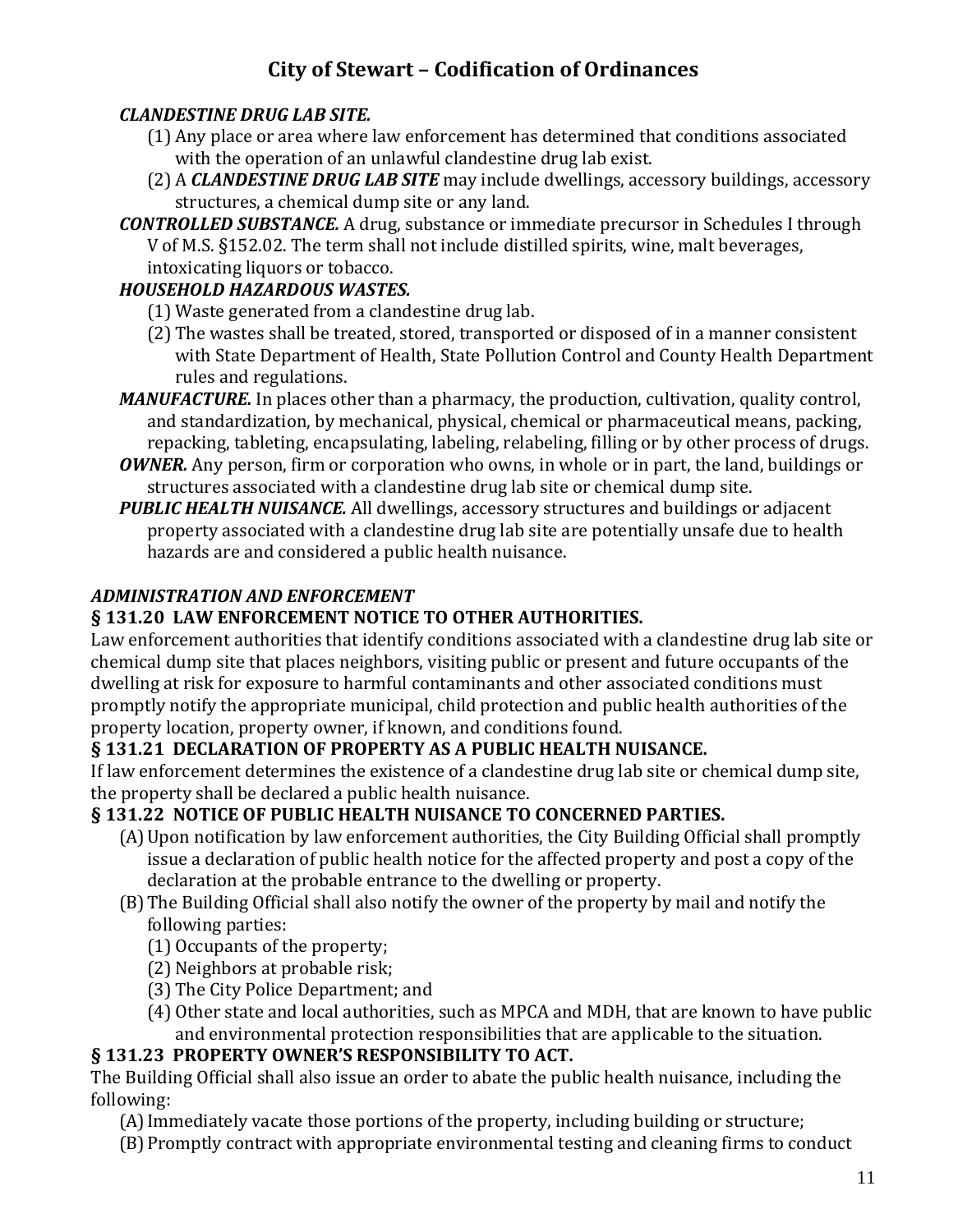***CLANDESTINE DRUG LAB SITE.***

(1) Any place or area where law enforcement has determined that conditions associated with the operation of an unlawful clandestine drug lab exist.

(2) A ***CLANDESTINE DRUG LAB SITE*** may include dwellings, accessory buildings, accessory structures, a chemical dump site or any land.

***CONTROLLED SUBSTANCE.*** A drug, substance or immediate precursor in Schedules I through V of M.S. §152.02. The term shall not include distilled spirits, wine, malt beverages, intoxicating liquors or tobacco.

***HOUSEHOLD HAZARDOUS WASTES.***

(1) Waste generated from a clandestine drug lab.

(2) The wastes shall be treated, stored, transported or disposed of in a manner consistent with State Department of Health, State Pollution Control and County Health Department rules and regulations.

***MANUFACTURE.*** In places other than a pharmacy, the production, cultivation, quality control, and standardization, by mechanical, physical, chemical or pharmaceutical means, packing, repacking, tableting, encapsulating, labeling, relabeling, filling or by other process of drugs.

***OWNER.*** Any person, firm or corporation who owns, in whole or in part, the land, buildings or structures associated with a clandestine drug lab site or chemical dump site.

***PUBLIC HEALTH NUISANCE.*** All dwellings, accessory structures and buildings or adjacent property associated with a clandestine drug lab site are potentially unsafe due to health hazards are and considered a public health nuisance.

***ADMINISTRATION AND ENFORCEMENT***

**§ 131.20 LAW ENFORCEMENT NOTICE TO OTHER AUTHORITIES.**

Law enforcement authorities that identify conditions associated with a clandestine drug lab site or chemical dump site that places neighbors, visiting public or present and future occupants of the dwelling at risk for exposure to harmful contaminants and other associated conditions must promptly notify the appropriate municipal, child protection and public health authorities of the property location, property owner, if known, and conditions found.

**§ 131.21 DECLARATION OF PROPERTY AS A PUBLIC HEALTH NUISANCE.**

If law enforcement determines the existence of a clandestine drug lab site or chemical dump site, the property shall be declared a public health nuisance.

**§ 131.22 NOTICE OF PUBLIC HEALTH NUISANCE TO CONCERNED PARTIES.**

(A) Upon notification by law enforcement authorities, the City Building Official shall promptly issue a declaration of public health notice for the affected property and post a copy of the declaration at the probable entrance to the dwelling or property.

(B) The Building Official shall also notify the owner of the property by mail and notify the following parties:

(1) Occupants of the property;

(2) Neighbors at probable risk;

(3) The City Police Department; and

(4) Other state and local authorities, such as MPCA and MDH, that are known to have public and environmental protection responsibilities that are applicable to the situation.

**§ 131.23 PROPERTY OWNER'S RESPONSIBILITY TO ACT.**

The Building Official shall also issue an order to abate the public health nuisance, including the following:

(A) Immediately vacate those portions of the property, including building or structure;

(B) Promptly contract with appropriate environmental testing and cleaning firms to conduct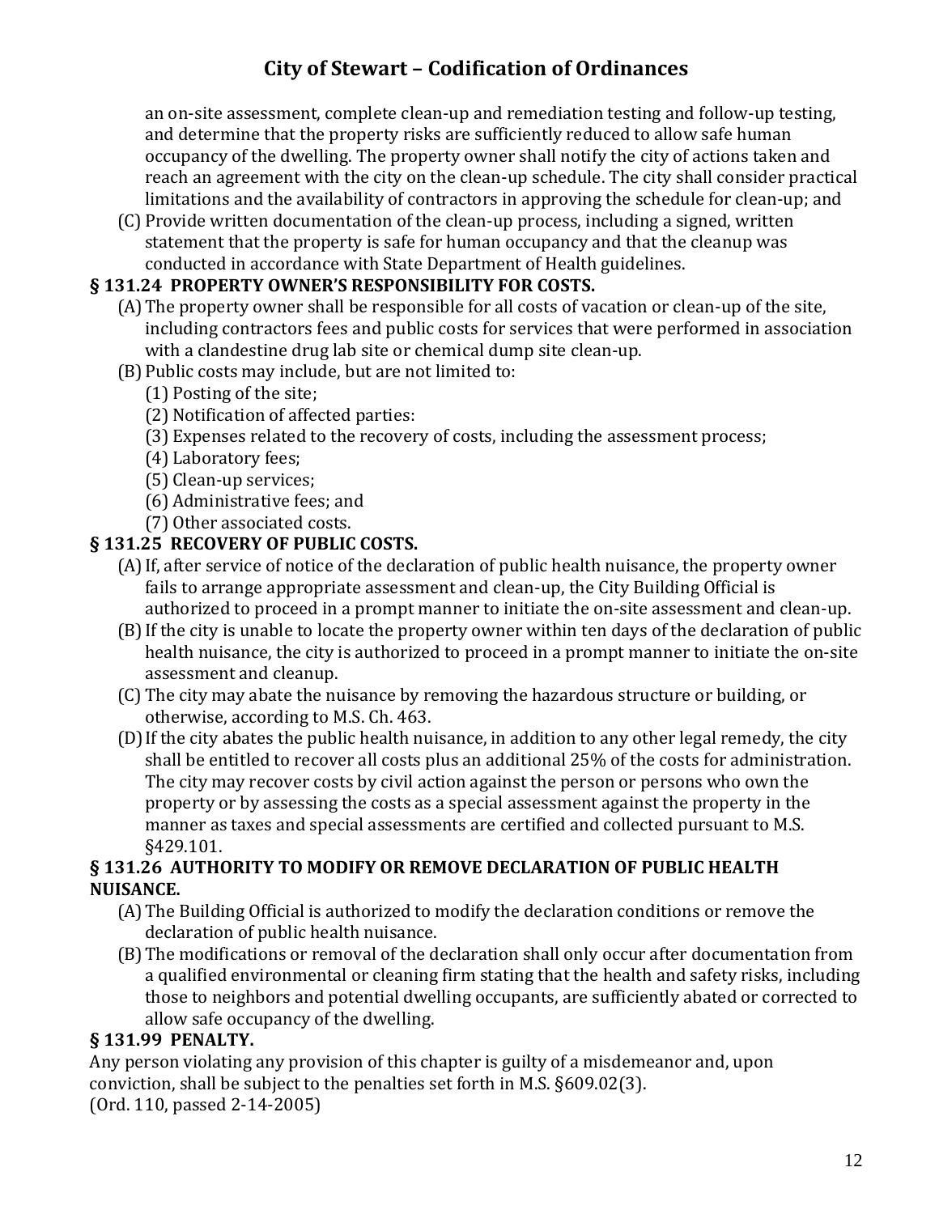an on-site assessment, complete clean-up and remediation testing and follow-up testing, and determine that the property risks are sufficiently reduced to allow safe human occupancy of the dwelling. The property owner shall notify the city of actions taken and reach an agreement with the city on the clean-up schedule. The city shall consider practical limitations and the availability of contractors in approving the schedule for clean-up; and

(C) Provide written documentation of the clean-up process, including a signed, written statement that the property is safe for human occupancy and that the cleanup was conducted in accordance with State Department of Health guidelines.

**§ 131.24 PROPERTY OWNER'S RESPONSIBILITY FOR COSTS.**

(A) The property owner shall be responsible for all costs of vacation or clean-up of the site, including contractors fees and public costs for services that were performed in association with a clandestine drug lab site or chemical dump site clean-up.

(B) Public costs may include, but are not limited to:

(1) Posting of the site;

(2) Notification of affected parties:

(3) Expenses related to the recovery of costs, including the assessment process;

(4) Laboratory fees;

(5) Clean-up services;

(6) Administrative fees; and

(7) Other associated costs.

**§ 131.25 RECOVERY OF PUBLIC COSTS.**

(A) If, after service of notice of the declaration of public health nuisance, the property owner fails to arrange appropriate assessment and clean-up, the City Building Official is authorized to proceed in a prompt manner to initiate the on-site assessment and clean-up.

(B) If the city is unable to locate the property owner within ten days of the declaration of public health nuisance, the city is authorized to proceed in a prompt manner to initiate the on-site assessment and cleanup.

(C) The city may abate the nuisance by removing the hazardous structure or building, or otherwise, according to M.S. Ch. 463.

(D) If the city abates the public health nuisance, in addition to any other legal remedy, the city shall be entitled to recover all costs plus an additional 25% of the costs for administration. The city may recover costs by civil action against the person or persons who own the property or by assessing the costs as a special assessment against the property in the manner as taxes and special assessments are certified and collected pursuant to M.S. §429.101.

**§ 131.26 AUTHORITY TO MODIFY OR REMOVE DECLARATION OF PUBLIC HEALTH NUISANCE.**

(A) The Building Official is authorized to modify the declaration conditions or remove the declaration of public health nuisance.

(B) The modifications or removal of the declaration shall only occur after documentation from a qualified environmental or cleaning firm stating that the health and safety risks, including those to neighbors and potential dwelling occupants, are sufficiently abated or corrected to allow safe occupancy of the dwelling.

**§ 131.99 PENALTY.**

Any person violating any provision of this chapter is guilty of a misdemeanor and, upon conviction, shall be subject to the penalties set forth in M.S. §609.02(3).

(Ord. 110, passed 2-14-2005)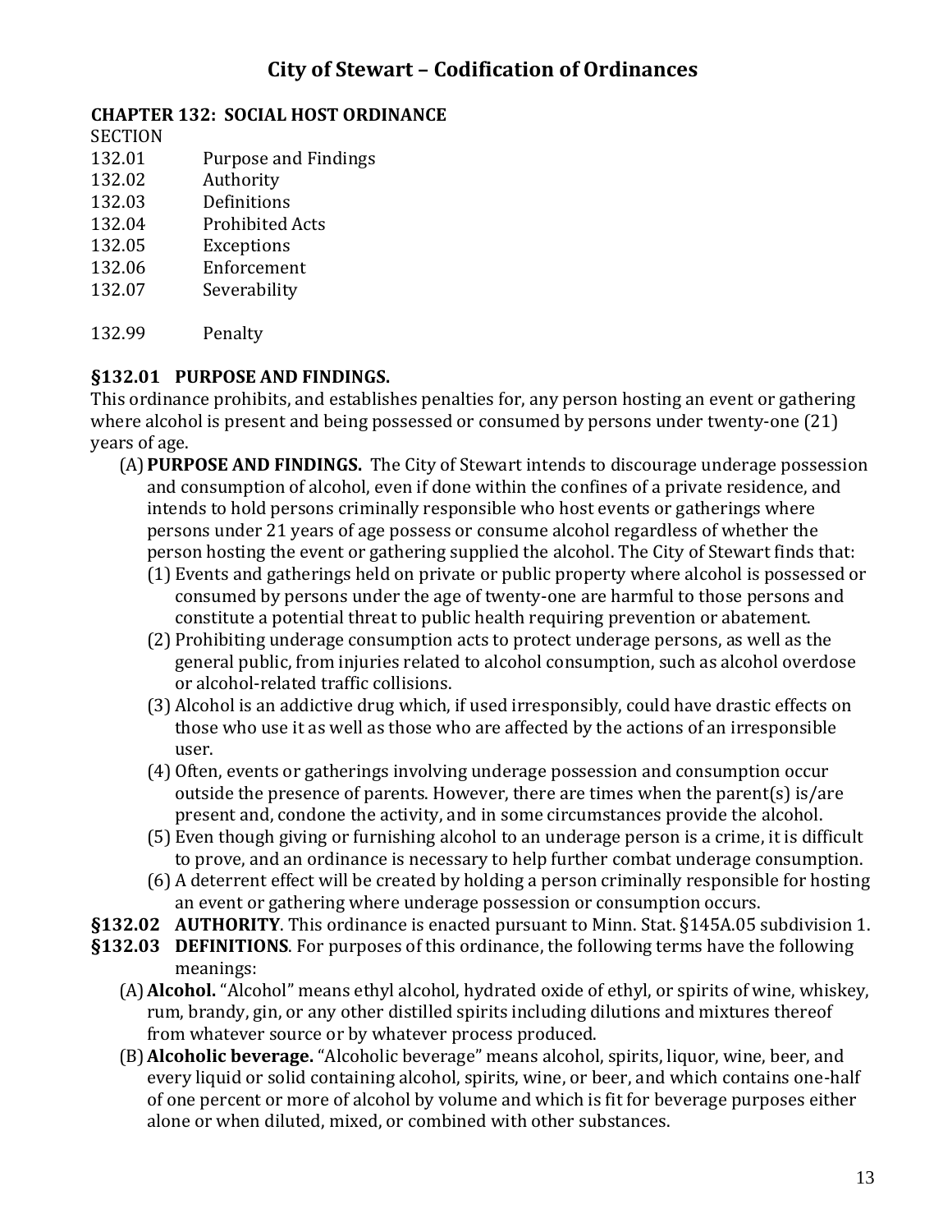# City of Stewart – Codification of Ordinances

## CHAPTER 132: SOCIAL HOST ORDINANCE

SECTION

132.01 Purpose and Findings
132.02 Authority
132.03 Definitions
132.04 Prohibited Acts
132.05 Exceptions
132.06 Enforcement
132.07 Severability

132.99 Penalty

### §132.01 PURPOSE AND FINDINGS.

This ordinance prohibits, and establishes penalties for, any person hosting an event or gathering where alcohol is present and being possessed or consumed by persons under twenty-one (21) years of age.

(A) **PURPOSE AND FINDINGS.** The City of Stewart intends to discourage underage possession and consumption of alcohol, even if done within the confines of a private residence, and intends to hold persons criminally responsible who host events or gatherings where persons under 21 years of age possess or consume alcohol regardless of whether the person hosting the event or gathering supplied the alcohol. The City of Stewart finds that:

(1) Events and gatherings held on private or public property where alcohol is possessed or consumed by persons under the age of twenty-one are harmful to those persons and constitute a potential threat to public health requiring prevention or abatement.

(2) Prohibiting underage consumption acts to protect underage persons, as well as the general public, from injuries related to alcohol consumption, such as alcohol overdose or alcohol-related traffic collisions.

(3) Alcohol is an addictive drug which, if used irresponsibly, could have drastic effects on those who use it as well as those who are affected by the actions of an irresponsible user.

(4) Often, events or gatherings involving underage possession and consumption occur outside the presence of parents. However, there are times when the parent(s) is/are present and, condone the activity, and in some circumstances provide the alcohol.

(5) Even though giving or furnishing alcohol to an underage person is a crime, it is difficult to prove, and an ordinance is necessary to help further combat underage consumption.

(6) A deterrent effect will be created by holding a person criminally responsible for hosting an event or gathering where underage possession or consumption occurs.

**§132.02 AUTHORITY**. This ordinance is enacted pursuant to Minn. Stat. §145A.05 subdivision 1.

**§132.03 DEFINITIONS**. For purposes of this ordinance, the following terms have the following meanings:

(A) **Alcohol.** "Alcohol" means ethyl alcohol, hydrated oxide of ethyl, or spirits of wine, whiskey, rum, brandy, gin, or any other distilled spirits including dilutions and mixtures thereof from whatever source or by whatever process produced.

(B) **Alcoholic beverage.** "Alcoholic beverage" means alcohol, spirits, liquor, wine, beer, and every liquid or solid containing alcohol, spirits, wine, or beer, and which contains one-half of one percent or more of alcohol by volume and which is fit for beverage purposes either alone or when diluted, mixed, or combined with other substances.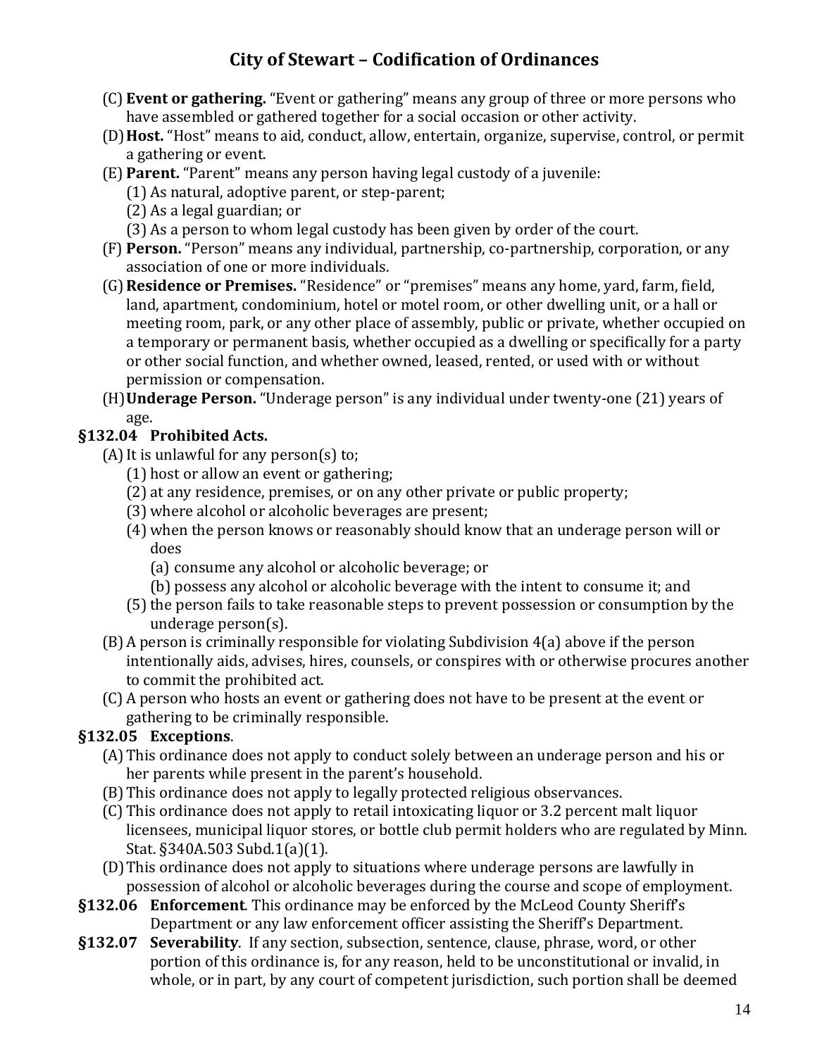(C) **Event or gathering.** "Event or gathering" means any group of three or more persons who have assembled or gathered together for a social occasion or other activity.

(D) **Host.** "Host" means to aid, conduct, allow, entertain, organize, supervise, control, or permit a gathering or event.

(E) **Parent.** "Parent" means any person having legal custody of a juvenile:

(1) As natural, adoptive parent, or step-parent;

(2) As a legal guardian; or

(3) As a person to whom legal custody has been given by order of the court.

(F) **Person.** "Person" means any individual, partnership, co-partnership, corporation, or any association of one or more individuals.

(G) **Residence or Premises.** "Residence" or "premises" means any home, yard, farm, field, land, apartment, condominium, hotel or motel room, or other dwelling unit, or a hall or meeting room, park, or any other place of assembly, public or private, whether occupied on a temporary or permanent basis, whether occupied as a dwelling or specifically for a party or other social function, and whether owned, leased, rented, or used with or without permission or compensation.

(H) **Underage Person.** "Underage person" is any individual under twenty-one (21) years of age.

### §132.04 Prohibited Acts.

(A) It is unlawful for any person(s) to;

(1) host or allow an event or gathering;

(2) at any residence, premises, or on any other private or public property;

(3) where alcohol or alcoholic beverages are present;

(4) when the person knows or reasonably should know that an underage person will or does

(a) consume any alcohol or alcoholic beverage; or

(b) possess any alcohol or alcoholic beverage with the intent to consume it; and

(5) the person fails to take reasonable steps to prevent possession or consumption by the underage person(s).

(B) A person is criminally responsible for violating Subdivision 4(a) above if the person intentionally aids, advises, hires, counsels, or conspires with or otherwise procures another to commit the prohibited act.

(C) A person who hosts an event or gathering does not have to be present at the event or gathering to be criminally responsible.

### §132.05 Exceptions.

(A) This ordinance does not apply to conduct solely between an underage person and his or her parents while present in the parent's household.

(B) This ordinance does not apply to legally protected religious observances.

(C) This ordinance does not apply to retail intoxicating liquor or 3.2 percent malt liquor licensees, municipal liquor stores, or bottle club permit holders who are regulated by Minn. Stat. §340A.503 Subd.1(a)(1).

(D) This ordinance does not apply to situations where underage persons are lawfully in possession of alcohol or alcoholic beverages during the course and scope of employment.

**§132.06 Enforcement**. This ordinance may be enforced by the McLeod County Sheriff's Department or any law enforcement officer assisting the Sheriff's Department.

**§132.07 Severability**. If any section, subsection, sentence, clause, phrase, word, or other portion of this ordinance is, for any reason, held to be unconstitutional or invalid, in whole, or in part, by any court of competent jurisdiction, such portion shall be deemed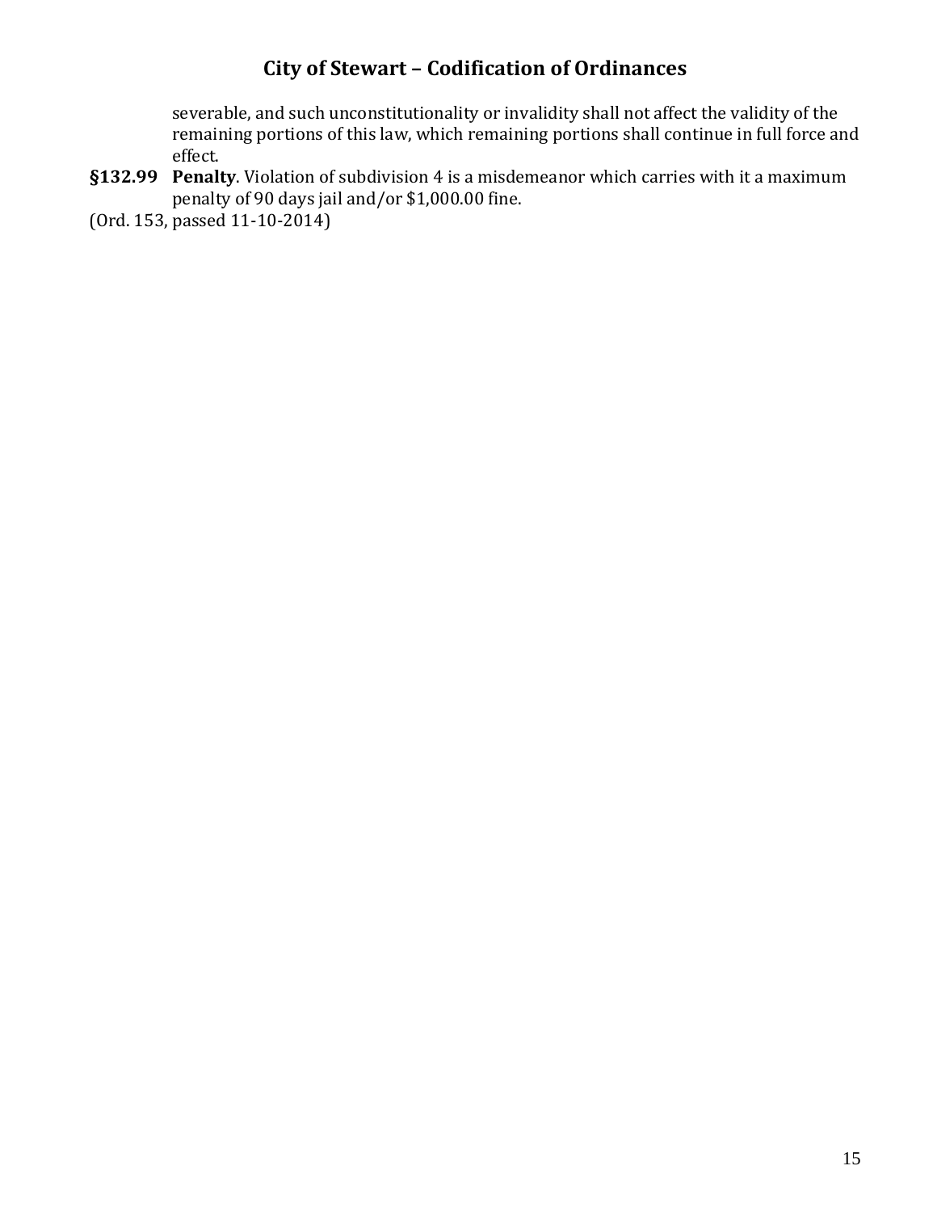severable, and such unconstitutionality or invalidity shall not affect the validity of the remaining portions of this law, which remaining portions shall continue in full force and effect.

**§132.99 Penalty**. Violation of subdivision 4 is a misdemeanor which carries with it a maximum penalty of 90 days jail and/or $1,000.00 fine.

(Ord. 153, passed 11-10-2014)